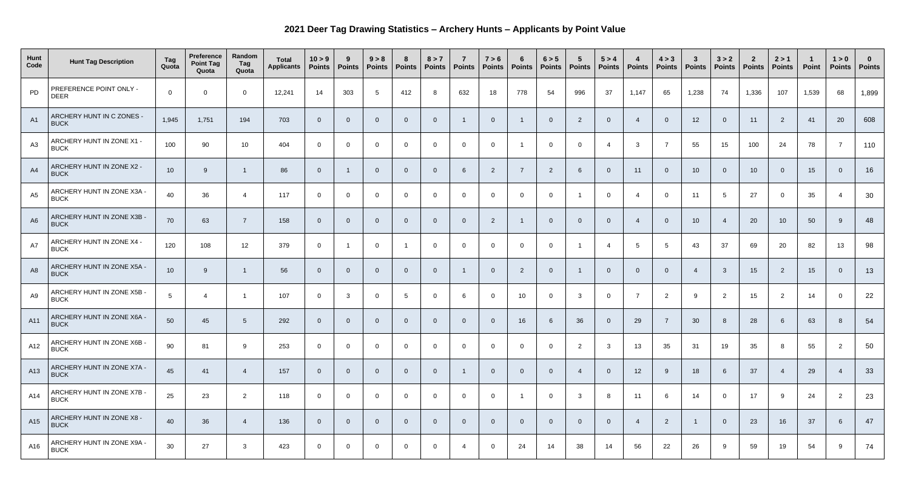# 2021 Deer Tag Drawing Statistics – Archery Hunts – Applicants by Point Value

| Hunt Code | Hunt Tag Description | Tag Quota | Preference Point Tag Quota | Random Tag Quota | Total Applicants | 10 > 9 Points | 9 Points | 9 > 8 Points | 8 Points | 8 > 7 Points | 7 Points | 7 > 6 Points | 6 Points | 6 > 5 Points | 5 Points | 5 > 4 Points | 4 Points | 4 > 3 Points | 3 Points | 3 > 2 Points | 2 Points | 2 > 1 Points | 1 Point | 1 > 0 Points | 0 Points |
|---|---|---|---|---|---|---|---|---|---|---|---|---|---|---|---|---|---|---|---|---|---|---|---|---|---|
| PD | PREFERENCE POINT ONLY - DEER | 0 | 0 | 0 | 12,241 | 14 | 303 | 5 | 412 | 8 | 632 | 18 | 778 | 54 | 996 | 37 | 1,147 | 65 | 1,238 | 74 | 1,336 | 107 | 1,539 | 68 | 1,899 |
| A1 | ARCHERY HUNT IN C ZONES - BUCK | 1,945 | 1,751 | 194 | 703 | 0 | 0 | 0 | 0 | 0 | 1 | 0 | 1 | 0 | 2 | 0 | 4 | 0 | 12 | 0 | 11 | 2 | 41 | 20 | 608 |
| A3 | ARCHERY HUNT IN ZONE X1 - BUCK | 100 | 90 | 10 | 404 | 0 | 0 | 0 | 0 | 0 | 0 | 0 | 1 | 0 | 0 | 4 | 3 | 7 | 55 | 15 | 100 | 24 | 78 | 7 | 110 |
| A4 | ARCHERY HUNT IN ZONE X2 - BUCK | 10 | 9 | 1 | 86 | 0 | 1 | 0 | 0 | 0 | 6 | 2 | 7 | 2 | 6 | 0 | 11 | 0 | 10 | 0 | 10 | 0 | 15 | 0 | 16 |
| A5 | ARCHERY HUNT IN ZONE X3A - BUCK | 40 | 36 | 4 | 117 | 0 | 0 | 0 | 0 | 0 | 0 | 0 | 0 | 0 | 1 | 0 | 4 | 0 | 11 | 5 | 27 | 0 | 35 | 4 | 30 |
| A6 | ARCHERY HUNT IN ZONE X3B - BUCK | 70 | 63 | 7 | 158 | 0 | 0 | 0 | 0 | 0 | 0 | 2 | 1 | 0 | 0 | 0 | 4 | 0 | 10 | 4 | 20 | 10 | 50 | 9 | 48 |
| A7 | ARCHERY HUNT IN ZONE X4 - BUCK | 120 | 108 | 12 | 379 | 0 | 1 | 0 | 1 | 0 | 0 | 0 | 0 | 0 | 1 | 4 | 5 | 5 | 43 | 37 | 69 | 20 | 82 | 13 | 98 |
| A8 | ARCHERY HUNT IN ZONE X5A - BUCK | 10 | 9 | 1 | 56 | 0 | 0 | 0 | 0 | 0 | 1 | 0 | 2 | 0 | 1 | 0 | 0 | 0 | 4 | 3 | 15 | 2 | 15 | 0 | 13 |
| A9 | ARCHERY HUNT IN ZONE X5B - BUCK | 5 | 4 | 1 | 107 | 0 | 3 | 0 | 5 | 0 | 6 | 0 | 10 | 0 | 3 | 0 | 7 | 2 | 9 | 2 | 15 | 2 | 14 | 0 | 22 |
| A11 | ARCHERY HUNT IN ZONE X6A - BUCK | 50 | 45 | 5 | 292 | 0 | 0 | 0 | 0 | 0 | 0 | 0 | 16 | 6 | 36 | 0 | 29 | 7 | 30 | 8 | 28 | 6 | 63 | 8 | 54 |
| A12 | ARCHERY HUNT IN ZONE X6B - BUCK | 90 | 81 | 9 | 253 | 0 | 0 | 0 | 0 | 0 | 0 | 0 | 0 | 0 | 2 | 3 | 13 | 35 | 31 | 19 | 35 | 8 | 55 | 2 | 50 |
| A13 | ARCHERY HUNT IN ZONE X7A - BUCK | 45 | 41 | 4 | 157 | 0 | 0 | 0 | 0 | 0 | 1 | 0 | 0 | 0 | 4 | 0 | 12 | 9 | 18 | 6 | 37 | 4 | 29 | 4 | 33 |
| A14 | ARCHERY HUNT IN ZONE X7B - BUCK | 25 | 23 | 2 | 118 | 0 | 0 | 0 | 0 | 0 | 0 | 0 | 1 | 0 | 3 | 8 | 11 | 6 | 14 | 0 | 17 | 9 | 24 | 2 | 23 |
| A15 | ARCHERY HUNT IN ZONE X8 - BUCK | 40 | 36 | 4 | 136 | 0 | 0 | 0 | 0 | 0 | 0 | 0 | 0 | 0 | 0 | 0 | 4 | 2 | 1 | 0 | 23 | 16 | 37 | 6 | 47 |
| A16 | ARCHERY HUNT IN ZONE X9A - BUCK | 30 | 27 | 3 | 423 | 0 | 0 | 0 | 0 | 0 | 4 | 0 | 24 | 14 | 38 | 14 | 56 | 22 | 26 | 9 | 59 | 19 | 54 | 9 | 74 |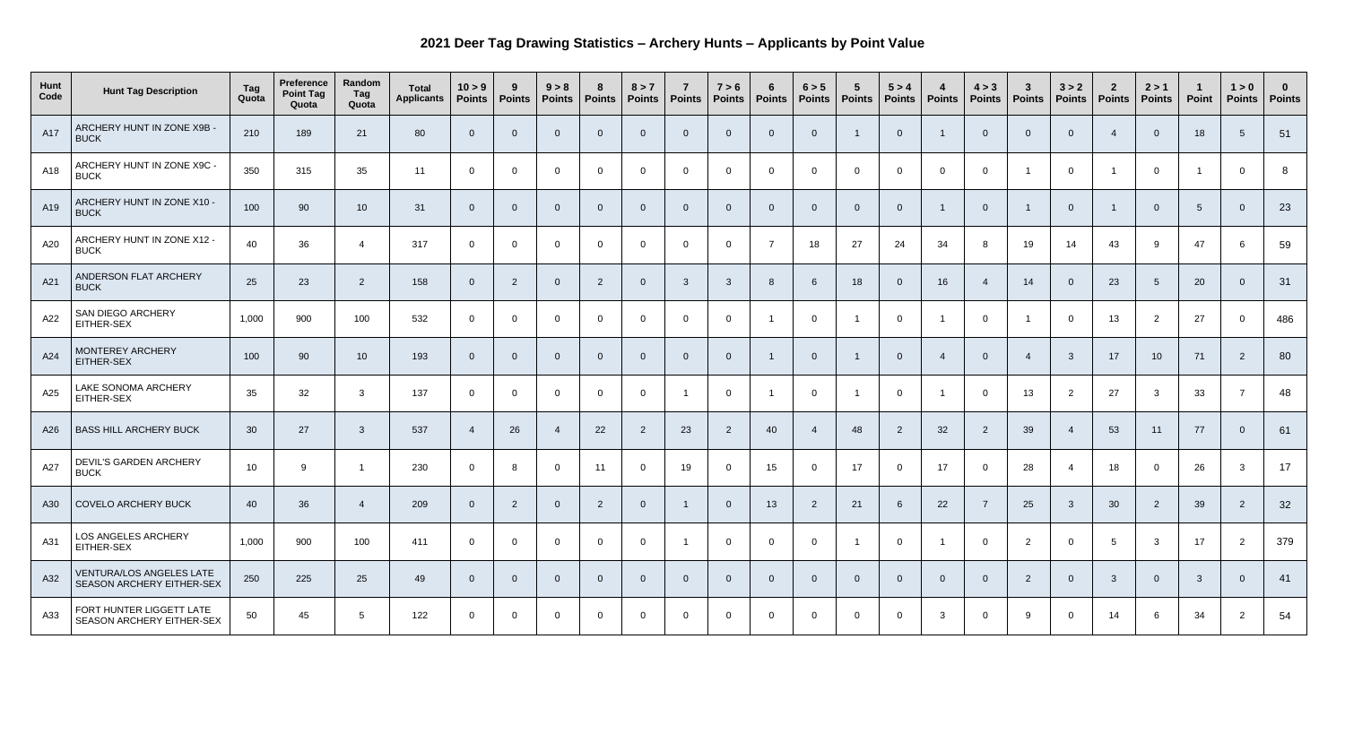# 2021 Deer Tag Drawing Statistics – Archery Hunts – Applicants by Point Value

| Hunt Code | Hunt Tag Description | Tag Quota | Preference Point Tag Quota | Random Tag Quota | Total Applicants | 10 > 9 Points | 9 Points | 9 > 8 Points | 8 Points | 8 > 7 Points | 7 Points | 7 > 6 Points | 6 Points | 6 > 5 Points | 5 Points | 5 > 4 Points | 4 Points | 4 > 3 Points | 3 Points | 3 > 2 Points | 2 Points | 2 > 1 Points | 1 Point | 1 > 0 Points | 0 Points |
|---|---|---|---|---|---|---|---|---|---|---|---|---|---|---|---|---|---|---|---|---|---|---|---|---|---|
| A17 | ARCHERY HUNT IN ZONE X9B - BUCK | 210 | 189 | 21 | 80 | 0 | 0 | 0 | 0 | 0 | 0 | 0 | 0 | 0 | 1 | 0 | 1 | 0 | 0 | 0 | 4 | 0 | 18 | 5 | 51 |
| A18 | ARCHERY HUNT IN ZONE X9C - BUCK | 350 | 315 | 35 | 11 | 0 | 0 | 0 | 0 | 0 | 0 | 0 | 0 | 0 | 0 | 0 | 0 | 0 | 1 | 0 | 1 | 0 | 1 | 0 | 8 |
| A19 | ARCHERY HUNT IN ZONE X10 - BUCK | 100 | 90 | 10 | 31 | 0 | 0 | 0 | 0 | 0 | 0 | 0 | 0 | 0 | 0 | 0 | 1 | 0 | 1 | 0 | 1 | 0 | 5 | 0 | 23 |
| A20 | ARCHERY HUNT IN ZONE X12 - BUCK | 40 | 36 | 4 | 317 | 0 | 0 | 0 | 0 | 0 | 0 | 0 | 7 | 18 | 27 | 24 | 34 | 8 | 19 | 14 | 43 | 9 | 47 | 6 | 59 |
| A21 | ANDERSON FLAT ARCHERY BUCK | 25 | 23 | 2 | 158 | 0 | 2 | 0 | 2 | 0 | 3 | 3 | 8 | 6 | 18 | 0 | 16 | 4 | 14 | 0 | 23 | 5 | 20 | 0 | 31 |
| A22 | SAN DIEGO ARCHERY EITHER-SEX | 1,000 | 900 | 100 | 532 | 0 | 0 | 0 | 0 | 0 | 0 | 0 | 1 | 0 | 1 | 0 | 1 | 0 | 1 | 0 | 13 | 2 | 27 | 0 | 486 |
| A24 | MONTEREY ARCHERY EITHER-SEX | 100 | 90 | 10 | 193 | 0 | 0 | 0 | 0 | 0 | 0 | 0 | 1 | 0 | 1 | 0 | 4 | 0 | 4 | 3 | 17 | 10 | 71 | 2 | 80 |
| A25 | LAKE SONOMA ARCHERY EITHER-SEX | 35 | 32 | 3 | 137 | 0 | 0 | 0 | 0 | 0 | 1 | 0 | 1 | 0 | 1 | 0 | 1 | 0 | 13 | 2 | 27 | 3 | 33 | 7 | 48 |
| A26 | BASS HILL ARCHERY BUCK | 30 | 27 | 3 | 537 | 4 | 26 | 4 | 22 | 2 | 23 | 2 | 40 | 4 | 48 | 2 | 32 | 2 | 39 | 4 | 53 | 11 | 77 | 0 | 61 |
| A27 | DEVIL'S GARDEN ARCHERY BUCK | 10 | 9 | 1 | 230 | 0 | 8 | 0 | 11 | 0 | 19 | 0 | 15 | 0 | 17 | 0 | 17 | 0 | 28 | 4 | 18 | 0 | 26 | 3 | 17 |
| A30 | COVELO ARCHERY BUCK | 40 | 36 | 4 | 209 | 0 | 2 | 0 | 2 | 0 | 1 | 0 | 13 | 2 | 21 | 6 | 22 | 7 | 25 | 3 | 30 | 2 | 39 | 2 | 32 |
| A31 | LOS ANGELES ARCHERY EITHER-SEX | 1,000 | 900 | 100 | 411 | 0 | 0 | 0 | 0 | 0 | 1 | 0 | 0 | 0 | 1 | 0 | 1 | 0 | 2 | 0 | 5 | 3 | 17 | 2 | 379 |
| A32 | VENTURA/LOS ANGELES LATE SEASON ARCHERY EITHER-SEX | 250 | 225 | 25 | 49 | 0 | 0 | 0 | 0 | 0 | 0 | 0 | 0 | 0 | 0 | 0 | 0 | 0 | 2 | 0 | 3 | 0 | 3 | 0 | 41 |
| A33 | FORT HUNTER LIGGETT LATE SEASON ARCHERY EITHER-SEX | 50 | 45 | 5 | 122 | 0 | 0 | 0 | 0 | 0 | 0 | 0 | 0 | 0 | 0 | 0 | 3 | 0 | 9 | 0 | 14 | 6 | 34 | 2 | 54 |